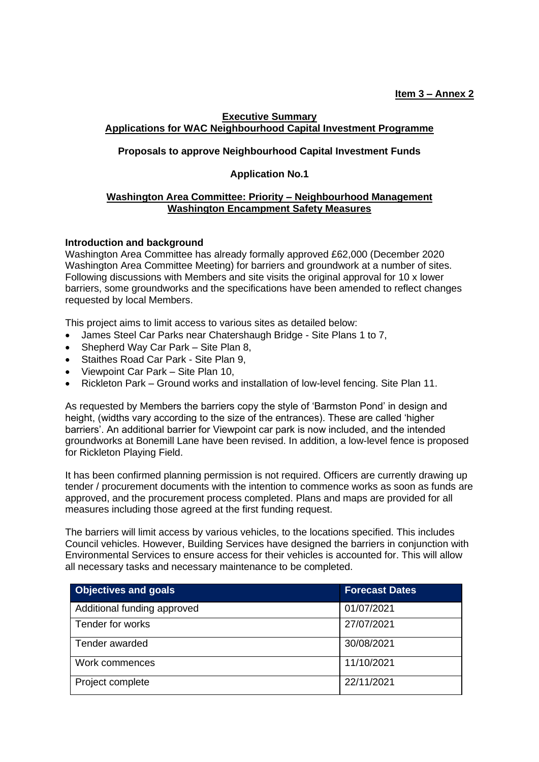**Item 3 – Annex 2**

# Executive Summary
## Applications for WAC Neighbourhood Capital Investment Programme

### Proposals to approve Neighbourhood Capital Investment Funds

### Application No.1

### Washington Area Committee: Priority – Neighbourhood Management
### Washington Encampment Safety Measures

**Introduction and background**

Washington Area Committee has already formally approved £62,000 (December 2020 Washington Area Committee Meeting) for barriers and groundwork at a number of sites. Following discussions with Members and site visits the original approval for 10 x lower barriers, some groundworks and the specifications have been amended to reflect changes requested by local Members.

This project aims to limit access to various sites as detailed below:

- James Steel Car Parks near Chatershaugh Bridge - Site Plans 1 to 7,
- Shepherd Way Car Park – Site Plan 8,
- Staithes Road Car Park - Site Plan 9,
- Viewpoint Car Park – Site Plan 10,
- Rickleton Park – Ground works and installation of low-level fencing. Site Plan 11.

As requested by Members the barriers copy the style of 'Barmston Pond' in design and height, (widths vary according to the size of the entrances). These are called 'higher barriers'. An additional barrier for Viewpoint car park is now included, and the intended groundworks at Bonemill Lane have been revised. In addition, a low-level fence is proposed for Rickleton Playing Field.

It has been confirmed planning permission is not required. Officers are currently drawing up tender / procurement documents with the intention to commence works as soon as funds are approved, and the procurement process completed. Plans and maps are provided for all measures including those agreed at the first funding request.

The barriers will limit access by various vehicles, to the locations specified. This includes Council vehicles. However, Building Services have designed the barriers in conjunction with Environmental Services to ensure access for their vehicles is accounted for. This will allow all necessary tasks and necessary maintenance to be completed.

| Objectives and goals | Forecast Dates |
|---|---|
| Additional funding approved | 01/07/2021 |
| Tender for works | 27/07/2021 |
| Tender awarded | 30/08/2021 |
| Work commences | 11/10/2021 |
| Project complete | 22/11/2021 |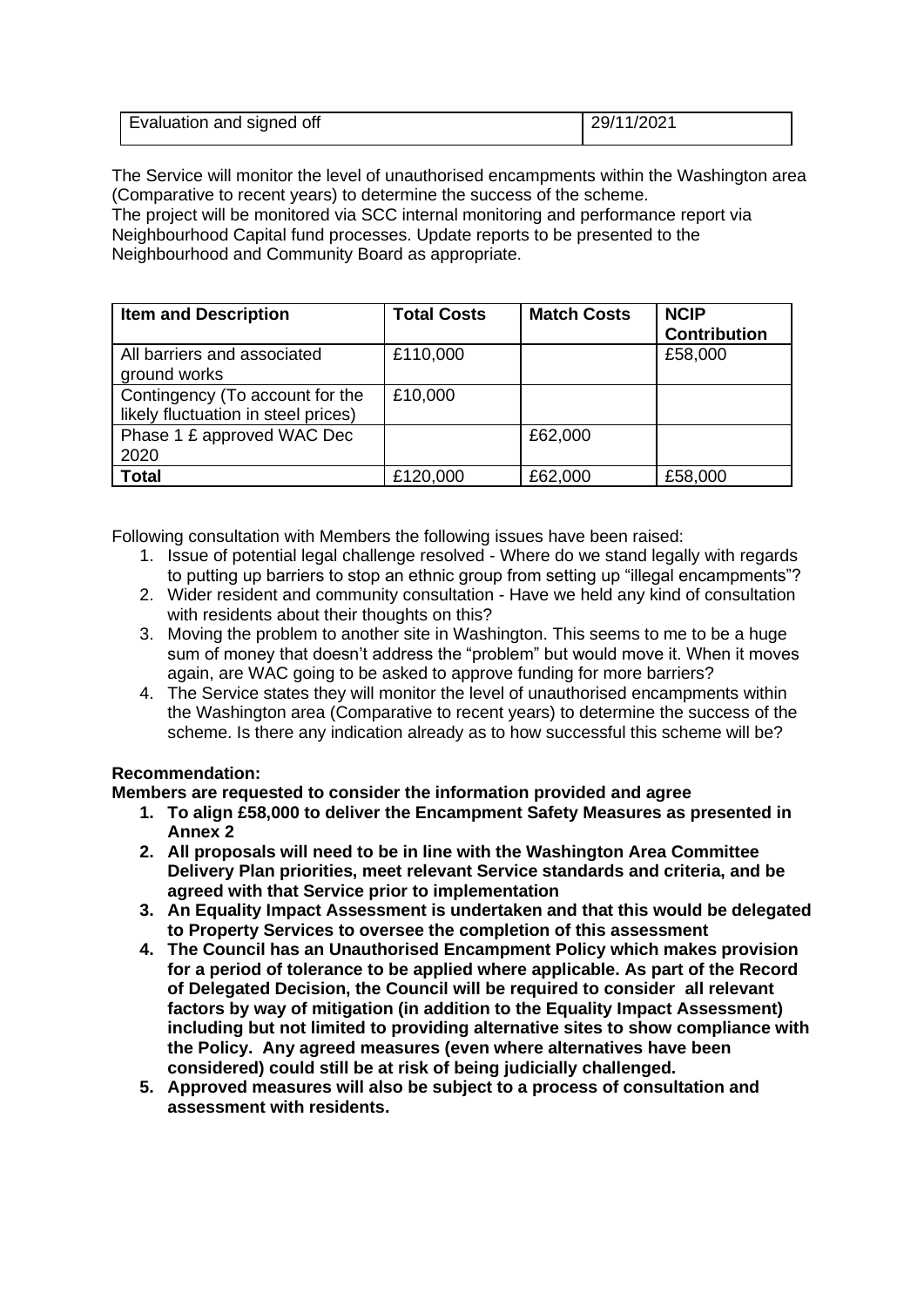| | |
|---|---|
| Evaluation and signed off | 29/11/2021 |

The Service will monitor the level of unauthorised encampments within the Washington area (Comparative to recent years) to determine the success of the scheme.
The project will be monitored via SCC internal monitoring and performance report via Neighbourhood Capital fund processes. Update reports to be presented to the Neighbourhood and Community Board as appropriate.

| Item and Description | Total Costs | Match Costs | NCIP Contribution |
|---|---|---|---|
| All barriers and associated ground works | £110,000 | | £58,000 |
| Contingency (To account for the likely fluctuation in steel prices) | £10,000 | | |
| Phase 1 £ approved WAC Dec 2020 | | £62,000 | |
| **Total** | £120,000 | £62,000 | £58,000 |

Following consultation with Members the following issues have been raised:

1. Issue of potential legal challenge resolved - Where do we stand legally with regards to putting up barriers to stop an ethnic group from setting up "illegal encampments"?
2. Wider resident and community consultation - Have we held any kind of consultation with residents about their thoughts on this?
3. Moving the problem to another site in Washington. This seems to me to be a huge sum of money that doesn't address the "problem" but would move it. When it moves again, are WAC going to be asked to approve funding for more barriers?
4. The Service states they will monitor the level of unauthorised encampments within the Washington area (Comparative to recent years) to determine the success of the scheme. Is there any indication already as to how successful this scheme will be?

**Recommendation:**

**Members are requested to consider the information provided and agree**

1. **To align £58,000 to deliver the Encampment Safety Measures as presented in Annex 2**
2. **All proposals will need to be in line with the Washington Area Committee Delivery Plan priorities, meet relevant Service standards and criteria, and be agreed with that Service prior to implementation**
3. **An Equality Impact Assessment is undertaken and that this would be delegated to Property Services to oversee the completion of this assessment**
4. **The Council has an Unauthorised Encampment Policy which makes provision for a period of tolerance to be applied where applicable. As part of the Record of Delegated Decision, the Council will be required to consider all relevant factors by way of mitigation (in addition to the Equality Impact Assessment) including but not limited to providing alternative sites to show compliance with the Policy. Any agreed measures (even where alternatives have been considered) could still be at risk of being judicially challenged.**
5. **Approved measures will also be subject to a process of consultation and assessment with residents.**